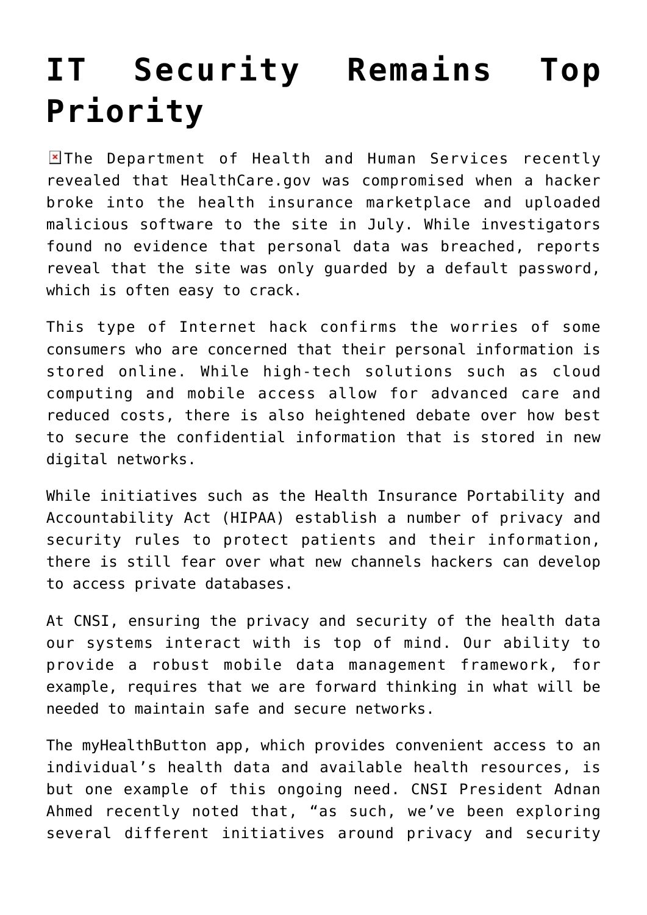# IT Security Remains Top Priority

The Department of Health and Human Services recently revealed that HealthCare.gov was compromised when a hacker broke into the health insurance marketplace and uploaded malicious software to the site in July. While investigators found no evidence that personal data was breached, reports reveal that the site was only guarded by a default password, which is often easy to crack.

This type of Internet hack confirms the worries of some consumers who are concerned that their personal information is stored online. While high-tech solutions such as cloud computing and mobile access allow for advanced care and reduced costs, there is also heightened debate over how best to secure the confidential information that is stored in new digital networks.

While initiatives such as the Health Insurance Portability and Accountability Act (HIPAA) establish a number of privacy and security rules to protect patients and their information, there is still fear over what new channels hackers can develop to access private databases.

At CNSI, ensuring the privacy and security of the health data our systems interact with is top of mind. Our ability to provide a robust mobile data management framework, for example, requires that we are forward thinking in what will be needed to maintain safe and secure networks.

The myHealthButton app, which provides convenient access to an individual's health data and available health resources, is but one example of this ongoing need. CNSI President Adnan Ahmed recently noted that, "as such, we've been exploring several different initiatives around privacy and security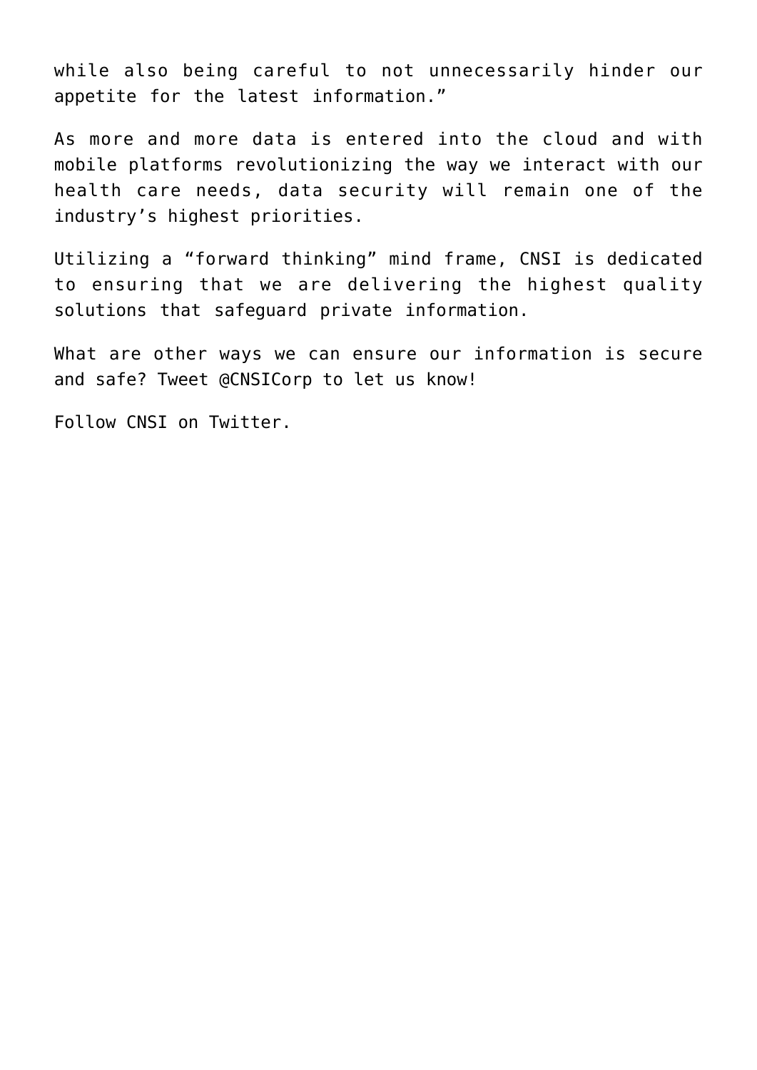while also being careful to not unnecessarily hinder our appetite for the latest information."

As more and more data is entered into the cloud and with mobile platforms revolutionizing the way we interact with our health care needs, data security will remain one of the industry's highest priorities.

Utilizing a "forward thinking" mind frame, CNSI is dedicated to ensuring that we are delivering the highest quality solutions that safeguard private information.

What are other ways we can ensure our information is secure and safe? Tweet @CNSICorp to let us know!

Follow CNSI on Twitter.